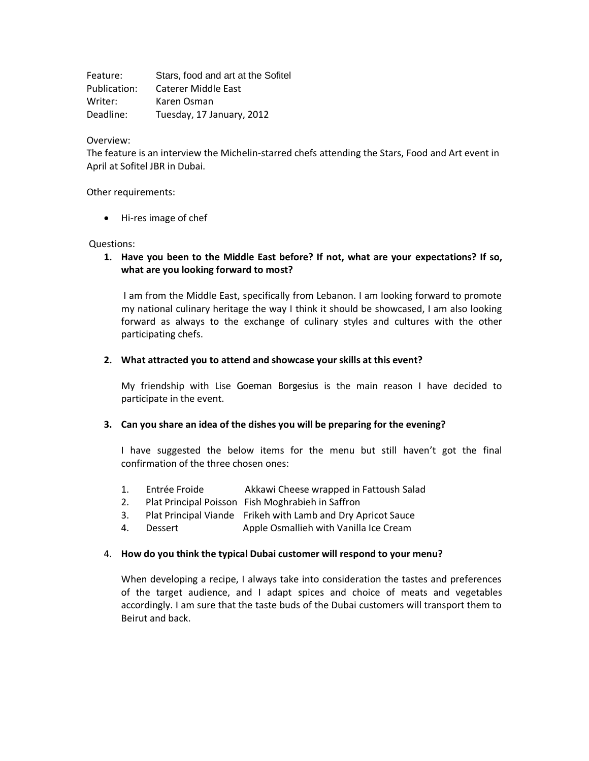Feature: Stars, food and art at the Sofitel
Publication: Caterer Middle East
Writer: Karen Osman
Deadline: Tuesday, 17 January, 2012

Overview:
The feature is an interview the Michelin-starred chefs attending the Stars, Food and Art event in April at Sofitel JBR in Dubai.

Other requirements:

- Hi-res image of chef

Questions:

1. **Have you been to the Middle East before? If not, what are your expectations? If so, what are you looking forward to most?**

   I am from the Middle East, specifically from Lebanon. I am looking forward to promote my national culinary heritage the way I think it should be showcased, I am also looking forward as always to the exchange of culinary styles and cultures with the other participating chefs.

2. **What attracted you to attend and showcase your skills at this event?**

   My friendship with Lise Goeman Borgesius is the main reason I have decided to participate in the event.

3. **Can you share an idea of the dishes you will be preparing for the evening?**

   I have suggested the below items for the menu but still haven't got the final confirmation of the three chosen ones:

   1. Entrée Froide — Akkawi Cheese wrapped in Fattoush Salad
   2. Plat Principal Poisson — Fish Moghrabieh in Saffron
   3. Plat Principal Viande — Frikeh with Lamb and Dry Apricot Sauce
   4. Dessert — Apple Osmallieh with Vanilla Ice Cream

4. **How do you think the typical Dubai customer will respond to your menu?**

   When developing a recipe, I always take into consideration the tastes and preferences of the target audience, and I adapt spices and choice of meats and vegetables accordingly. I am sure that the taste buds of the Dubai customers will transport them to Beirut and back.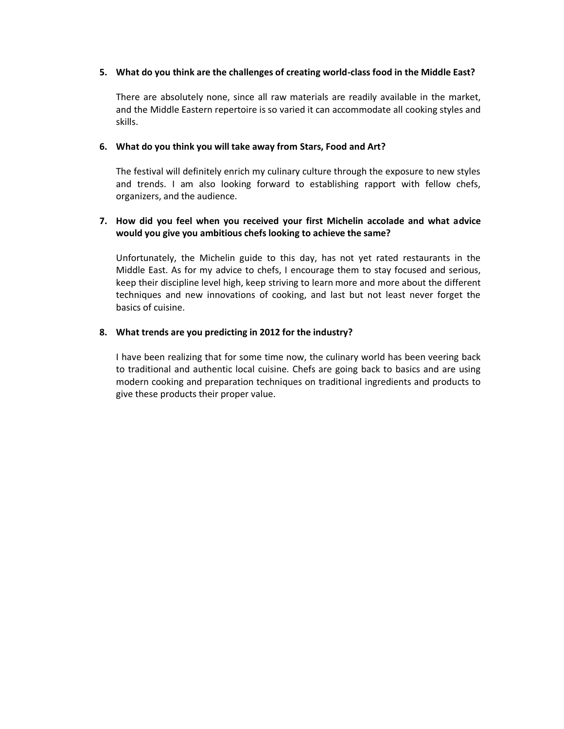5. **What do you think are the challenges of creating world-class food in the Middle East?**

   There are absolutely none, since all raw materials are readily available in the market, and the Middle Eastern repertoire is so varied it can accommodate all cooking styles and skills.

6. **What do you think you will take away from Stars, Food and Art?**

   The festival will definitely enrich my culinary culture through the exposure to new styles and trends. I am also looking forward to establishing rapport with fellow chefs, organizers, and the audience.

7. **How did you feel when you received your first Michelin accolade and what advice would you give you ambitious chefs looking to achieve the same?**

   Unfortunately, the Michelin guide to this day, has not yet rated restaurants in the Middle East. As for my advice to chefs, I encourage them to stay focused and serious, keep their discipline level high, keep striving to learn more and more about the different techniques and new innovations of cooking, and last but not least never forget the basics of cuisine.

8. **What trends are you predicting in 2012 for the industry?**

   I have been realizing that for some time now, the culinary world has been veering back to traditional and authentic local cuisine. Chefs are going back to basics and are using modern cooking and preparation techniques on traditional ingredients and products to give these products their proper value.